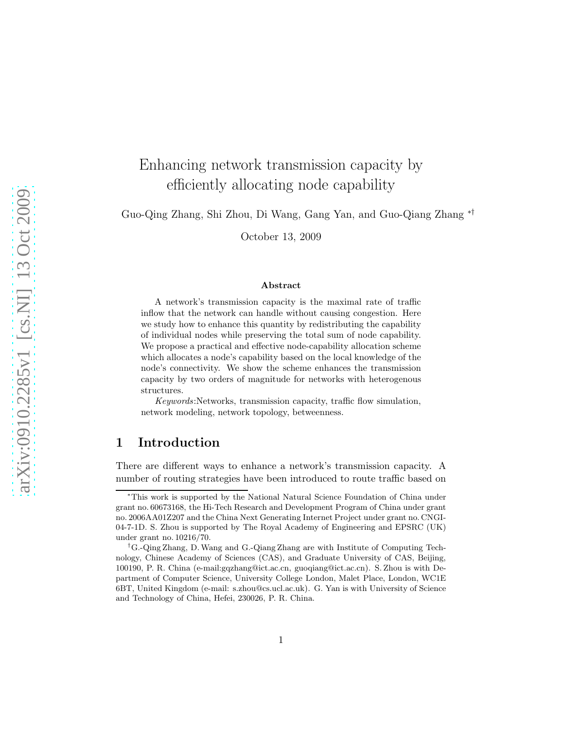# Enhancing network transmission capacity by efficiently allocating node capability

Guo-Qing Zhang, Shi Zhou, Di Wang, Gang Yan, and Guo-Qiang Zhang [*†]

October 13, 2009

### Abstract

A network's transmission capacity is the maximal rate of traffic inflow that the network can handle without causing congestion. Here we study how to enhance this quantity by redistributing the capability of individual nodes while preserving the total sum of node capability. We propose a practical and effective node-capability allocation scheme which allocates a node's capability based on the local knowledge of the node's connectivity. We show the scheme enhances the transmission capacity by two orders of magnitude for networks with heterogenous structures.

*Keywords*:Networks, transmission capacity, traffic flow simulation, network modeling, network topology, betweenness.

## 1 Introduction

There are different ways to enhance a network's transmission capacity. A number of routing strategies have been introduced to route traffic based on

---

[*]This work is supported by the National Natural Science Foundation of China under grant no. 60673168, the Hi-Tech Research and Development Program of China under grant no. 2006AA01Z207 and the China Next Generating Internet Project under grant no. CNGI-04-7-1D. S. Zhou is supported by The Royal Academy of Engineering and EPSRC (UK) under grant no. 10216/70.

[†]G.-Qing Zhang, D. Wang and G.-Qiang Zhang are with Institute of Computing Technology, Chinese Academy of Sciences (CAS), and Graduate University of CAS, Beijing, 100190, P. R. China (e-mail:gqzhang@ict.ac.cn, guoqiang@ict.ac.cn). S. Zhou is with Department of Computer Science, University College London, Malet Place, London, WC1E 6BT, United Kingdom (e-mail: s.zhou@cs.ucl.ac.uk). G. Yan is with University of Science and Technology of China, Hefei, 230026, P. R. China.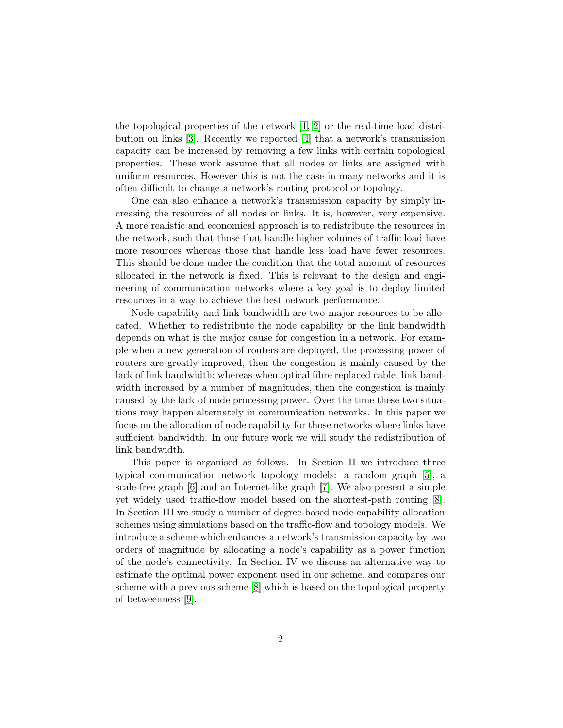the topological properties of the network [1, 2] or the real-time load distribution on links [3]. Recently we reported [4] that a network's transmission capacity can be increased by removing a few links with certain topological properties. These work assume that all nodes or links are assigned with uniform resources. However this is not the case in many networks and it is often difficult to change a network's routing protocol or topology.

One can also enhance a network's transmission capacity by simply increasing the resources of all nodes or links. It is, however, very expensive. A more realistic and economical approach is to redistribute the resources in the network, such that those that handle higher volumes of traffic load have more resources whereas those that handle less load have fewer resources. This should be done under the condition that the total amount of resources allocated in the network is fixed. This is relevant to the design and engineering of communication networks where a key goal is to deploy limited resources in a way to achieve the best network performance.

Node capability and link bandwidth are two major resources to be allocated. Whether to redistribute the node capability or the link bandwidth depends on what is the major cause for congestion in a network. For example when a new generation of routers are deployed, the processing power of routers are greatly improved, then the congestion is mainly caused by the lack of link bandwidth; whereas when optical fibre replaced cable, link bandwidth increased by a number of magnitudes, then the congestion is mainly caused by the lack of node processing power. Over the time these two situations may happen alternately in communication networks. In this paper we focus on the allocation of node capability for those networks where links have sufficient bandwidth. In our future work we will study the redistribution of link bandwidth.

This paper is organised as follows. In Section II we introduce three typical communication network topology models: a random graph [5], a scale-free graph [6] and an Internet-like graph [7]. We also present a simple yet widely used traffic-flow model based on the shortest-path routing [8]. In Section III we study a number of degree-based node-capability allocation schemes using simulations based on the traffic-flow and topology models. We introduce a scheme which enhances a network's transmission capacity by two orders of magnitude by allocating a node's capability as a power function of the node's connectivity. In Section IV we discuss an alternative way to estimate the optimal power exponent used in our scheme, and compares our scheme with a previous scheme [8] which is based on the topological property of betweenness [9].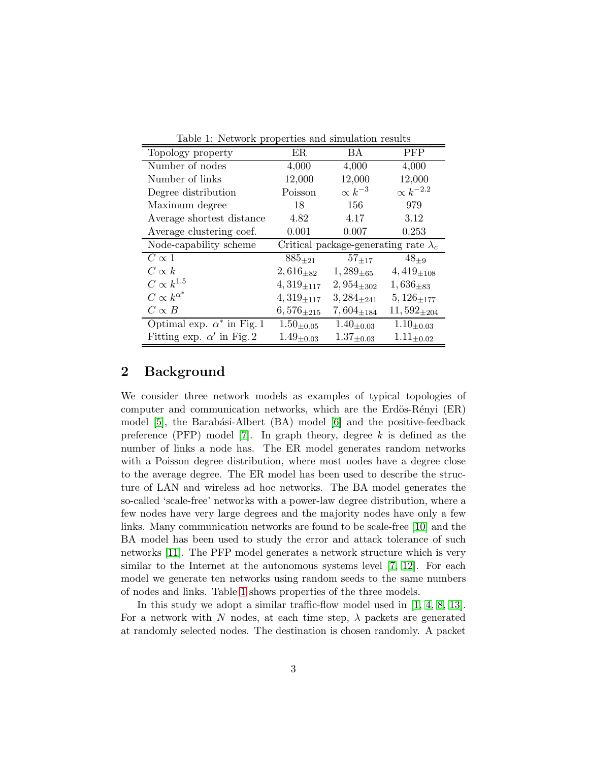Table 1: Network properties and simulation results

| Topology property | ER | BA | PFP |
|---|---|---|---|
| Number of nodes | 4,000 | 4,000 | 4,000 |
| Number of links | 12,000 | 12,000 | 12,000 |
| Degree distribution | Poisson | $\propto k^{-3}$ | $\propto k^{-2.2}$ |
| Maximum degree | 18 | 156 | 979 |
| Average shortest distance | 4.82 | 4.17 | 3.12 |
| Average clustering coef. | 0.001 | 0.007 | 0.253 |
| Node-capability scheme | Critical package-generating rate $\lambda_c$ | | |
| $C \propto 1$ | $885_{\pm 21}$ | $57_{\pm 17}$ | $48_{\pm 9}$ |
| $C \propto k$ | $2,616_{\pm 82}$ | $1,289_{\pm 65}$ | $4,419_{\pm 108}$ |
| $C \propto k^{1.5}$ | $4,319_{\pm 117}$ | $2,954_{\pm 302}$ | $1,636_{\pm 83}$ |
| $C \propto k^{\alpha^*}$ | $4,319_{\pm 117}$ | $3,284_{\pm 241}$ | $5,126_{\pm 177}$ |
| $C \propto B$ | $6,576_{\pm 215}$ | $7,604_{\pm 184}$ | $11,592_{\pm 204}$ |
| Optimal exp. $\alpha^*$ in Fig. 1 | $1.50_{\pm 0.05}$ | $1.40_{\pm 0.03}$ | $1.10_{\pm 0.03}$ |
| Fitting exp. $\alpha'$ in Fig. 2 | $1.49_{\pm 0.03}$ | $1.37_{\pm 0.03}$ | $1.11_{\pm 0.02}$ |

## 2 Background

We consider three network models as examples of typical topologies of computer and communication networks, which are the Erdös-Rényi (ER) model [5], the Barabási-Albert (BA) model [6] and the positive-feedback preference (PFP) model [7]. In graph theory, degree $k$ is defined as the number of links a node has. The ER model generates random networks with a Poisson degree distribution, where most nodes have a degree close to the average degree. The ER model has been used to describe the structure of LAN and wireless ad hoc networks. The BA model generates the so-called 'scale-free' networks with a power-law degree distribution, where a few nodes have very large degrees and the majority nodes have only a few links. Many communication networks are found to be scale-free [10] and the BA model has been used to study the error and attack tolerance of such networks [11]. The PFP model generates a network structure which is very similar to the Internet at the autonomous systems level [7, 12]. For each model we generate ten networks using random seeds to the same numbers of nodes and links. Table 1 shows properties of the three models.

In this study we adopt a similar traffic-flow model used in [1, 4, 8, 13]. For a network with $N$ nodes, at each time step, $\lambda$ packets are generated at randomly selected nodes. The destination is chosen randomly. A packet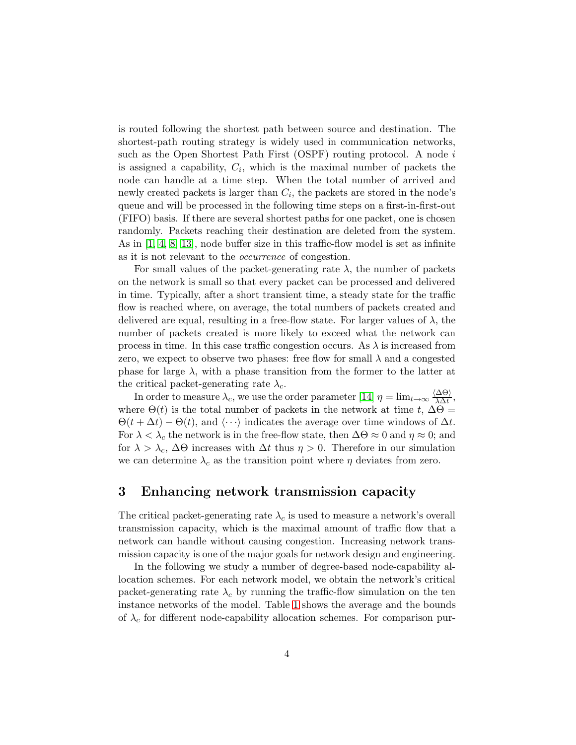is routed following the shortest path between source and destination. The shortest-path routing strategy is widely used in communication networks, such as the Open Shortest Path First (OSPF) routing protocol. A node $i$ is assigned a capability, $C_i$, which is the maximal number of packets the node can handle at a time step. When the total number of arrived and newly created packets is larger than $C_i$, the packets are stored in the node's queue and will be processed in the following time steps on a first-in-first-out (FIFO) basis. If there are several shortest paths for one packet, one is chosen randomly. Packets reaching their destination are deleted from the system. As in [1, 4, 8, 13], node buffer size in this traffic-flow model is set as infinite as it is not relevant to the *occurrence* of congestion.

For small values of the packet-generating rate $\lambda$, the number of packets on the network is small so that every packet can be processed and delivered in time. Typically, after a short transient time, a steady state for the traffic flow is reached where, on average, the total numbers of packets created and delivered are equal, resulting in a free-flow state. For larger values of $\lambda$, the number of packets created is more likely to exceed what the network can process in time. In this case traffic congestion occurs. As $\lambda$ is increased from zero, we expect to observe two phases: free flow for small $\lambda$ and a congested phase for large $\lambda$, with a phase transition from the former to the latter at the critical packet-generating rate $\lambda_c$.

In order to measure $\lambda_c$, we use the order parameter [14] $\eta = \lim_{t\to\infty} \frac{\langle \Delta\Theta \rangle}{\lambda \Delta t}$, where $\Theta(t)$ is the total number of packets in the network at time $t$, $\Delta\Theta = \Theta(t + \Delta t) - \Theta(t)$, and $\langle \cdots \rangle$ indicates the average over time windows of $\Delta t$. For $\lambda < \lambda_c$ the network is in the free-flow state, then $\Delta\Theta \approx 0$ and $\eta \approx 0$; and for $\lambda > \lambda_c$, $\Delta\Theta$ increases with $\Delta t$ thus $\eta > 0$. Therefore in our simulation we can determine $\lambda_c$ as the transition point where $\eta$ deviates from zero.

## 3 Enhancing network transmission capacity

The critical packet-generating rate $\lambda_c$ is used to measure a network's overall transmission capacity, which is the maximal amount of traffic flow that a network can handle without causing congestion. Increasing network transmission capacity is one of the major goals for network design and engineering.

In the following we study a number of degree-based node-capability allocation schemes. For each network model, we obtain the network's critical packet-generating rate $\lambda_c$ by running the traffic-flow simulation on the ten instance networks of the model. Table 1 shows the average and the bounds of $\lambda_c$ for different node-capability allocation schemes. For comparison pur-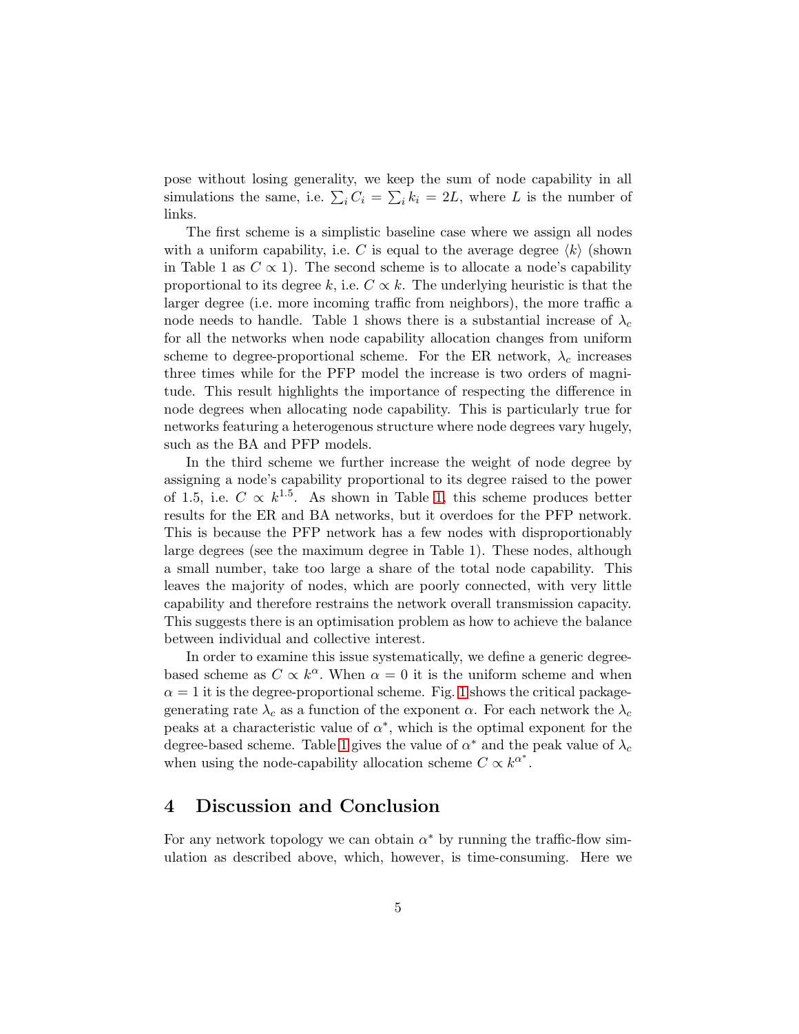pose without losing generality, we keep the sum of node capability in all simulations the same, i.e. $\sum_i C_i = \sum_i k_i = 2L$, where $L$ is the number of links.

The first scheme is a simplistic baseline case where we assign all nodes with a uniform capability, i.e. $C$ is equal to the average degree $\langle k \rangle$ (shown in Table 1 as $C \propto 1$). The second scheme is to allocate a node's capability proportional to its degree $k$, i.e. $C \propto k$. The underlying heuristic is that the larger degree (i.e. more incoming traffic from neighbors), the more traffic a node needs to handle. Table 1 shows there is a substantial increase of $\lambda_c$ for all the networks when node capability allocation changes from uniform scheme to degree-proportional scheme. For the ER network, $\lambda_c$ increases three times while for the PFP model the increase is two orders of magnitude. This result highlights the importance of respecting the difference in node degrees when allocating node capability. This is particularly true for networks featuring a heterogenous structure where node degrees vary hugely, such as the BA and PFP models.

In the third scheme we further increase the weight of node degree by assigning a node's capability proportional to its degree raised to the power of 1.5, i.e. $C \propto k^{1.5}$. As shown in Table 1, this scheme produces better results for the ER and BA networks, but it overdoes for the PFP network. This is because the PFP network has a few nodes with disproportionably large degrees (see the maximum degree in Table 1). These nodes, although a small number, take too large a share of the total node capability. This leaves the majority of nodes, which are poorly connected, with very little capability and therefore restrains the network overall transmission capacity. This suggests there is an optimisation problem as how to achieve the balance between individual and collective interest.

In order to examine this issue systematically, we define a generic degree-based scheme as $C \propto k^{\alpha}$. When $\alpha = 0$ it is the uniform scheme and when $\alpha = 1$ it is the degree-proportional scheme. Fig. 1 shows the critical package-generating rate $\lambda_c$ as a function of the exponent $\alpha$. For each network the $\lambda_c$ peaks at a characteristic value of $\alpha^*$, which is the optimal exponent for the degree-based scheme. Table 1 gives the value of $\alpha^*$ and the peak value of $\lambda_c$ when using the node-capability allocation scheme $C \propto k^{\alpha^*}$.

## 4 Discussion and Conclusion

For any network topology we can obtain $\alpha^*$ by running the traffic-flow simulation as described above, which, however, is time-consuming. Here we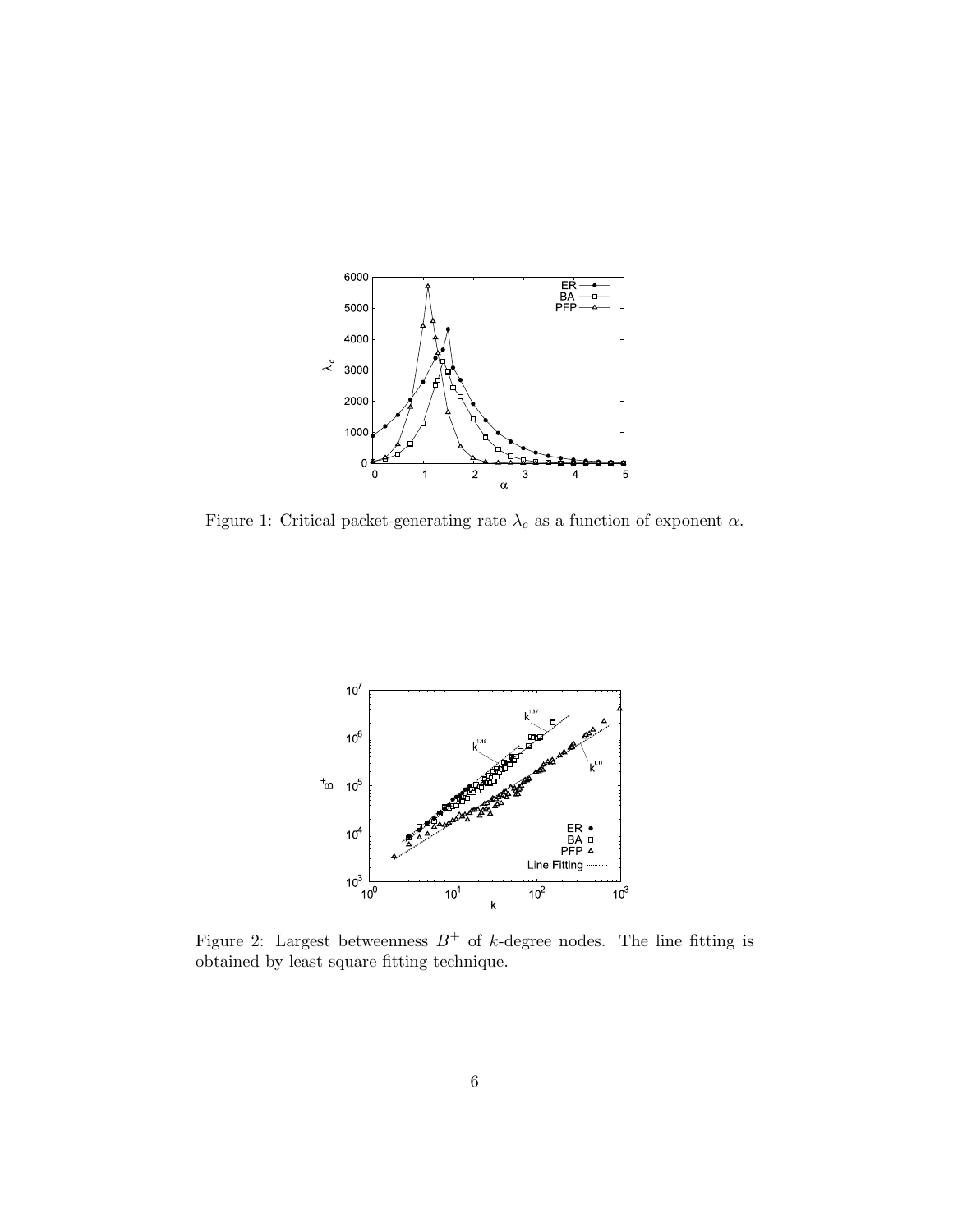Figure 1: Critical packet-generating rate $\lambda_c$ as a function of exponent $\alpha$.

Figure 2: Largest betweenness $B^+$ of $k$-degree nodes. The line fitting is obtained by least square fitting technique.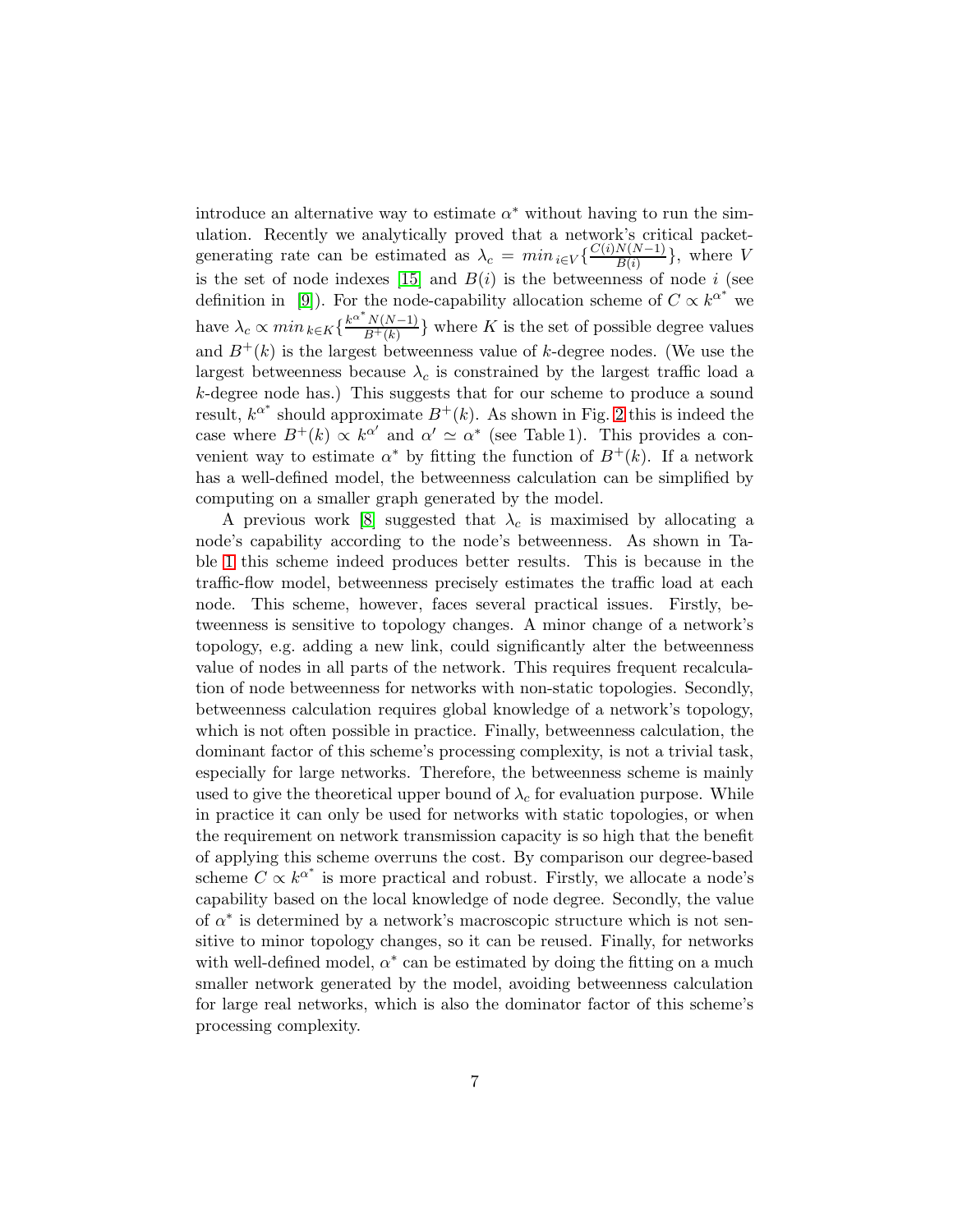introduce an alternative way to estimate $\alpha^*$ without having to run the simulation. Recently we analytically proved that a network's critical packet-generating rate can be estimated as $\lambda_c = min_{i \in V}\{\frac{C(i)N(N-1)}{B(i)}\}$, where $V$ is the set of node indexes [15] and $B(i)$ is the betweenness of node $i$ (see definition in [9]). For the node-capability allocation scheme of $C \propto k^{\alpha^*}$ we have $\lambda_c \propto min_{k \in K}\{\frac{k^{\alpha^*}N(N-1)}{B^+(k)}\}$ where $K$ is the set of possible degree values and $B^+(k)$ is the largest betweenness value of $k$-degree nodes. (We use the largest betweenness because $\lambda_c$ is constrained by the largest traffic load a $k$-degree node has.) This suggests that for our scheme to produce a sound result, $k^{\alpha^*}$ should approximate $B^+(k)$. As shown in Fig. 2 this is indeed the case where $B^+(k) \propto k^{\alpha'}$ and $\alpha' \simeq \alpha^*$ (see Table 1). This provides a convenient way to estimate $\alpha^*$ by fitting the function of $B^+(k)$. If a network has a well-defined model, the betweenness calculation can be simplified by computing on a smaller graph generated by the model.

A previous work [8] suggested that $\lambda_c$ is maximised by allocating a node's capability according to the node's betweenness. As shown in Table 1 this scheme indeed produces better results. This is because in the traffic-flow model, betweenness precisely estimates the traffic load at each node. This scheme, however, faces several practical issues. Firstly, betweenness is sensitive to topology changes. A minor change of a network's topology, e.g. adding a new link, could significantly alter the betweenness value of nodes in all parts of the network. This requires frequent recalculation of node betweenness for networks with non-static topologies. Secondly, betweenness calculation requires global knowledge of a network's topology, which is not often possible in practice. Finally, betweenness calculation, the dominant factor of this scheme's processing complexity, is not a trivial task, especially for large networks. Therefore, the betweenness scheme is mainly used to give the theoretical upper bound of $\lambda_c$ for evaluation purpose. While in practice it can only be used for networks with static topologies, or when the requirement on network transmission capacity is so high that the benefit of applying this scheme overruns the cost. By comparison our degree-based scheme $C \propto k^{\alpha^*}$ is more practical and robust. Firstly, we allocate a node's capability based on the local knowledge of node degree. Secondly, the value of $\alpha^*$ is determined by a network's macroscopic structure which is not sensitive to minor topology changes, so it can be reused. Finally, for networks with well-defined model, $\alpha^*$ can be estimated by doing the fitting on a much smaller network generated by the model, avoiding betweenness calculation for large real networks, which is also the dominator factor of this scheme's processing complexity.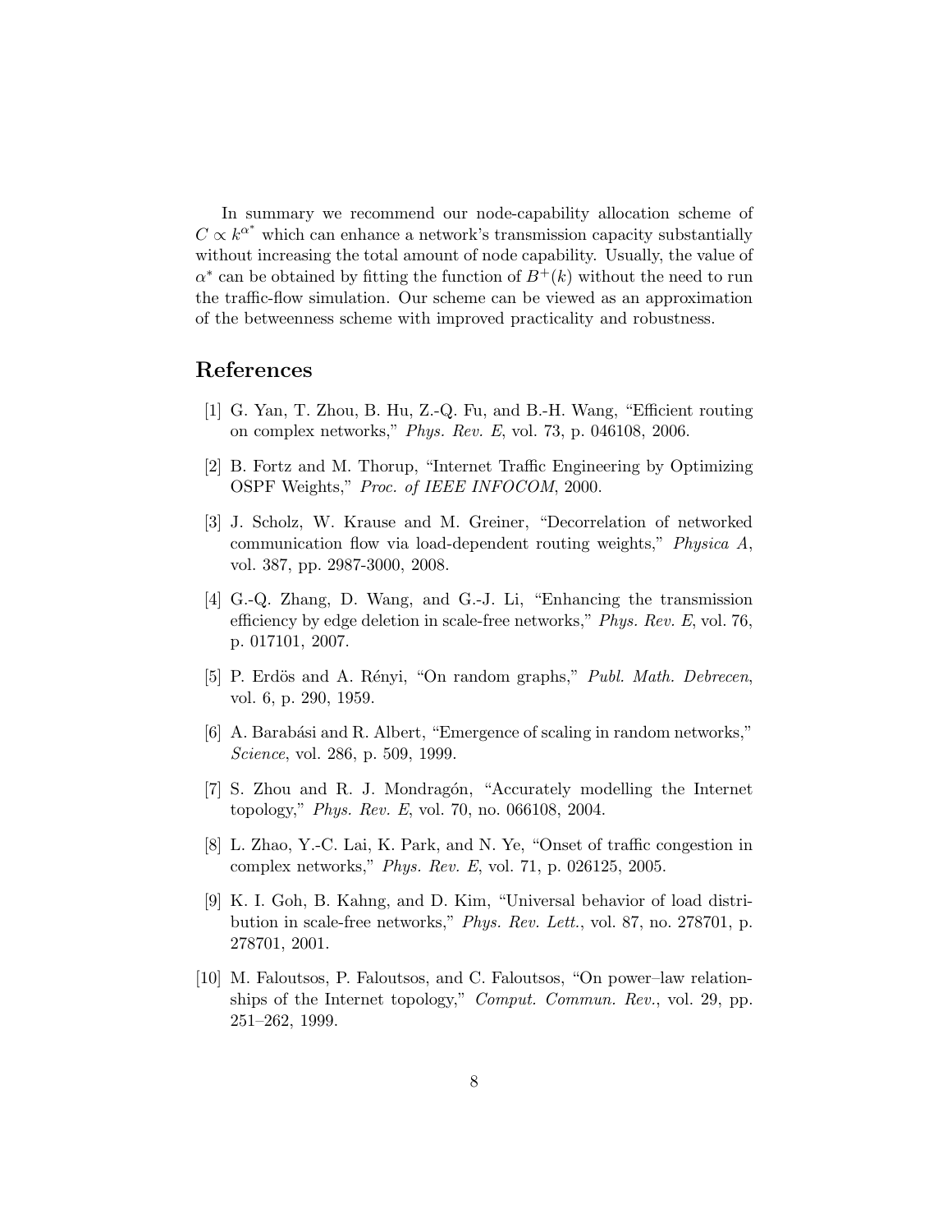In summary we recommend our node-capability allocation scheme of $C \propto k^{\alpha^*}$ which can enhance a network's transmission capacity substantially without increasing the total amount of node capability. Usually, the value of $\alpha^*$ can be obtained by fitting the function of $B^+(k)$ without the need to run the traffic-flow simulation. Our scheme can be viewed as an approximation of the betweenness scheme with improved practicality and robustness.

## References

[1] G. Yan, T. Zhou, B. Hu, Z.-Q. Fu, and B.-H. Wang, "Efficient routing on complex networks," *Phys. Rev. E*, vol. 73, p. 046108, 2006.

[2] B. Fortz and M. Thorup, "Internet Traffic Engineering by Optimizing OSPF Weights," *Proc. of IEEE INFOCOM*, 2000.

[3] J. Scholz, W. Krause and M. Greiner, "Decorrelation of networked communication flow via load-dependent routing weights," *Physica A*, vol. 387, pp. 2987-3000, 2008.

[4] G.-Q. Zhang, D. Wang, and G.-J. Li, "Enhancing the transmission efficiency by edge deletion in scale-free networks," *Phys. Rev. E*, vol. 76, p. 017101, 2007.

[5] P. Erdös and A. Rényi, "On random graphs," *Publ. Math. Debrecen*, vol. 6, p. 290, 1959.

[6] A. Barabási and R. Albert, "Emergence of scaling in random networks," *Science*, vol. 286, p. 509, 1999.

[7] S. Zhou and R. J. Mondragón, "Accurately modelling the Internet topology," *Phys. Rev. E*, vol. 70, no. 066108, 2004.

[8] L. Zhao, Y.-C. Lai, K. Park, and N. Ye, "Onset of traffic congestion in complex networks," *Phys. Rev. E*, vol. 71, p. 026125, 2005.

[9] K. I. Goh, B. Kahng, and D. Kim, "Universal behavior of load distribution in scale-free networks," *Phys. Rev. Lett.*, vol. 87, no. 278701, p. 278701, 2001.

[10] M. Faloutsos, P. Faloutsos, and C. Faloutsos, "On power–law relationships of the Internet topology," *Comput. Commun. Rev.*, vol. 29, pp. 251–262, 1999.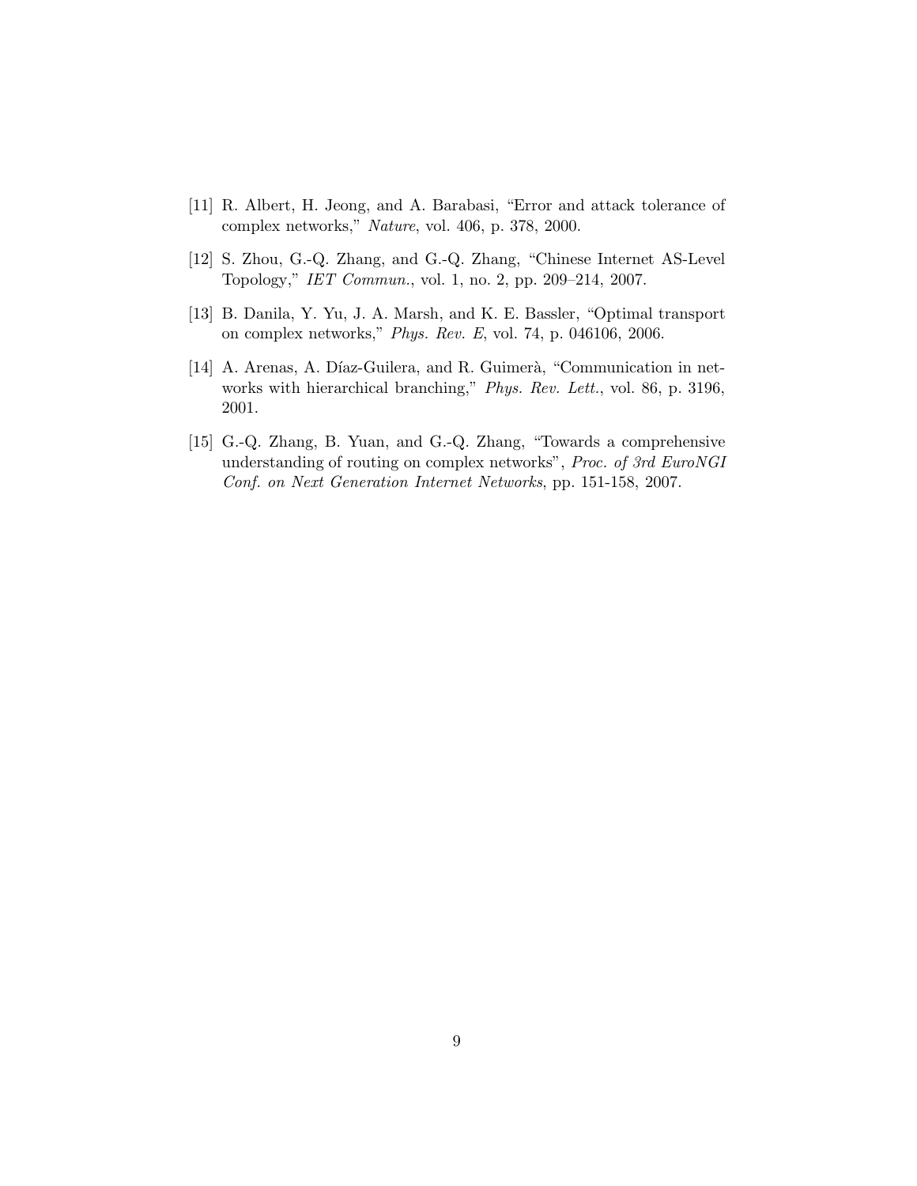[11] R. Albert, H. Jeong, and A. Barabasi, "Error and attack tolerance of complex networks," *Nature*, vol. 406, p. 378, 2000.

[12] S. Zhou, G.-Q. Zhang, and G.-Q. Zhang, "Chinese Internet AS-Level Topology," *IET Commun.*, vol. 1, no. 2, pp. 209–214, 2007.

[13] B. Danila, Y. Yu, J. A. Marsh, and K. E. Bassler, "Optimal transport on complex networks," *Phys. Rev. E*, vol. 74, p. 046106, 2006.

[14] A. Arenas, A. Díaz-Guilera, and R. Guimerà, "Communication in networks with hierarchical branching," *Phys. Rev. Lett.*, vol. 86, p. 3196, 2001.

[15] G.-Q. Zhang, B. Yuan, and G.-Q. Zhang, "Towards a comprehensive understanding of routing on complex networks", *Proc. of 3rd EuroNGI Conf. on Next Generation Internet Networks*, pp. 151-158, 2007.